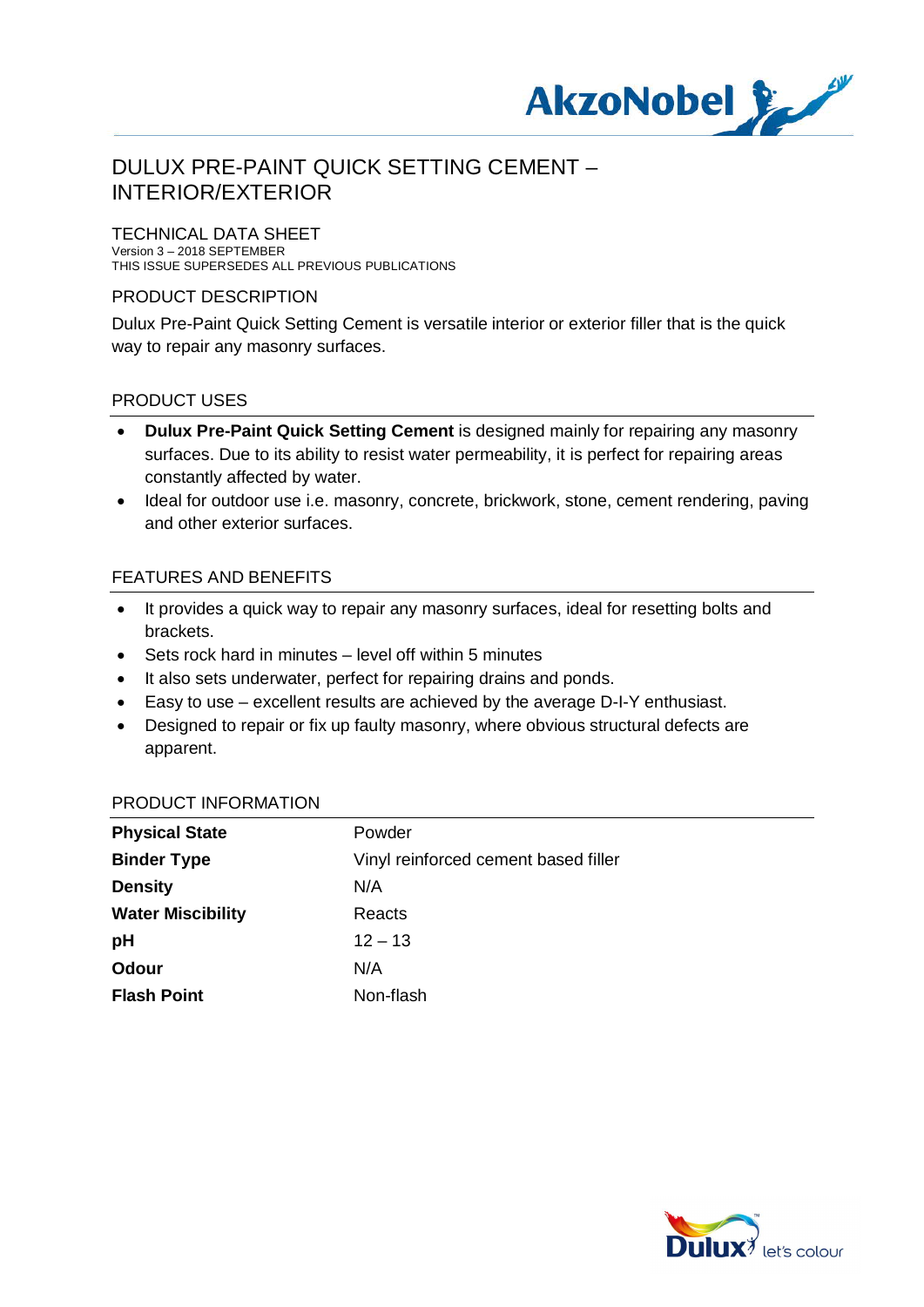# DULUX PRE-PAINT QUICK SETTING CEMENT – INTERIOR/EXTERIOR

## TECHNICAL DATA SHEET

Version 3 – 2018 SEPTEMBER
THIS ISSUE SUPERSEDES ALL PREVIOUS PUBLICATIONS

## PRODUCT DESCRIPTION

Dulux Pre-Paint Quick Setting Cement is versatile interior or exterior filler that is the quick way to repair any masonry surfaces.

## PRODUCT USES

- **Dulux Pre-Paint Quick Setting Cement** is designed mainly for repairing any masonry surfaces. Due to its ability to resist water permeability, it is perfect for repairing areas constantly affected by water.
- Ideal for outdoor use i.e. masonry, concrete, brickwork, stone, cement rendering, paving and other exterior surfaces.

## FEATURES AND BENEFITS

- It provides a quick way to repair any masonry surfaces, ideal for resetting bolts and brackets.
- Sets rock hard in minutes – level off within 5 minutes
- It also sets underwater, perfect for repairing drains and ponds.
- Easy to use – excellent results are achieved by the average D-I-Y enthusiast.
- Designed to repair or fix up faulty masonry, where obvious structural defects are apparent.

## PRODUCT INFORMATION

| | |
|---|---|
| **Physical State** | Powder |
| **Binder Type** | Vinyl reinforced cement based filler |
| **Density** | N/A |
| **Water Miscibility** | Reacts |
| **pH** | 12 – 13 |
| **Odour** | N/A |
| **Flash Point** | Non-flash |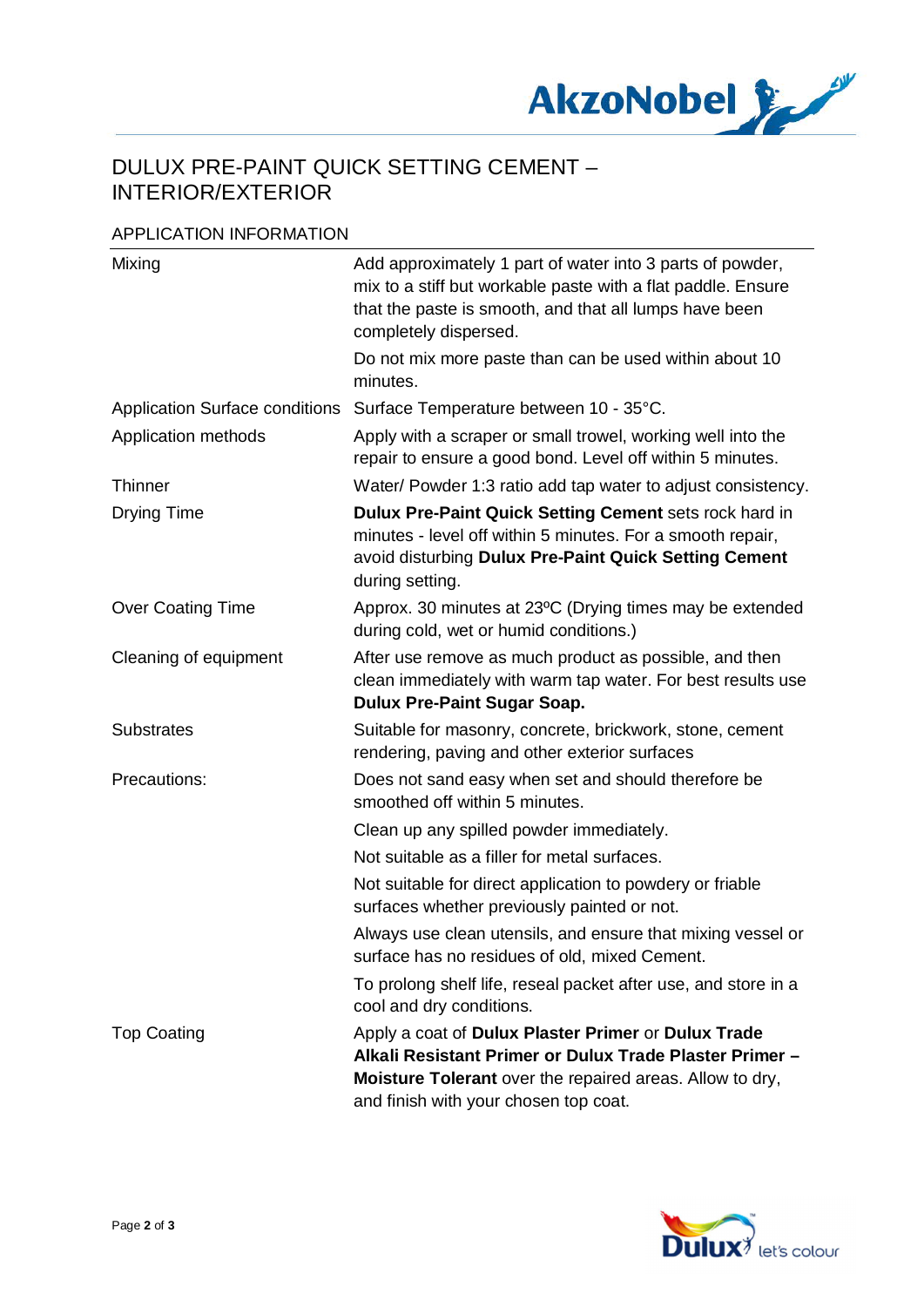# DULUX PRE-PAINT QUICK SETTING CEMENT – INTERIOR/EXTERIOR

## APPLICATION INFORMATION

| | |
|---|---|
| Mixing | Add approximately 1 part of water into 3 parts of powder, mix to a stiff but workable paste with a flat paddle. Ensure that the paste is smooth, and that all lumps have been completely dispersed.<br><br>Do not mix more paste than can be used within about 10 minutes. |
| Application Surface conditions | Surface Temperature between 10 - 35°C. |
| Application methods | Apply with a scraper or small trowel, working well into the repair to ensure a good bond. Level off within 5 minutes. |
| Thinner | Water/ Powder 1:3 ratio add tap water to adjust consistency. |
| Drying Time | **Dulux Pre-Paint Quick Setting Cement** sets rock hard in minutes - level off within 5 minutes. For a smooth repair, avoid disturbing **Dulux Pre-Paint Quick Setting Cement** during setting. |
| Over Coating Time | Approx. 30 minutes at 23ºC (Drying times may be extended during cold, wet or humid conditions.) |
| Cleaning of equipment | After use remove as much product as possible, and then clean immediately with warm tap water. For best results use **Dulux Pre-Paint Sugar Soap.** |
| Substrates | Suitable for masonry, concrete, brickwork, stone, cement rendering, paving and other exterior surfaces |
| Precautions: | Does not sand easy when set and should therefore be smoothed off within 5 minutes.<br><br>Clean up any spilled powder immediately.<br><br>Not suitable as a filler for metal surfaces.<br><br>Not suitable for direct application to powdery or friable surfaces whether previously painted or not.<br><br>Always use clean utensils, and ensure that mixing vessel or surface has no residues of old, mixed Cement.<br><br>To prolong shelf life, reseal packet after use, and store in a cool and dry conditions. |
| Top Coating | Apply a coat of **Dulux Plaster Primer** or **Dulux Trade Alkali Resistant Primer or Dulux Trade Plaster Primer – Moisture Tolerant** over the repaired areas. Allow to dry, and finish with your chosen top coat. |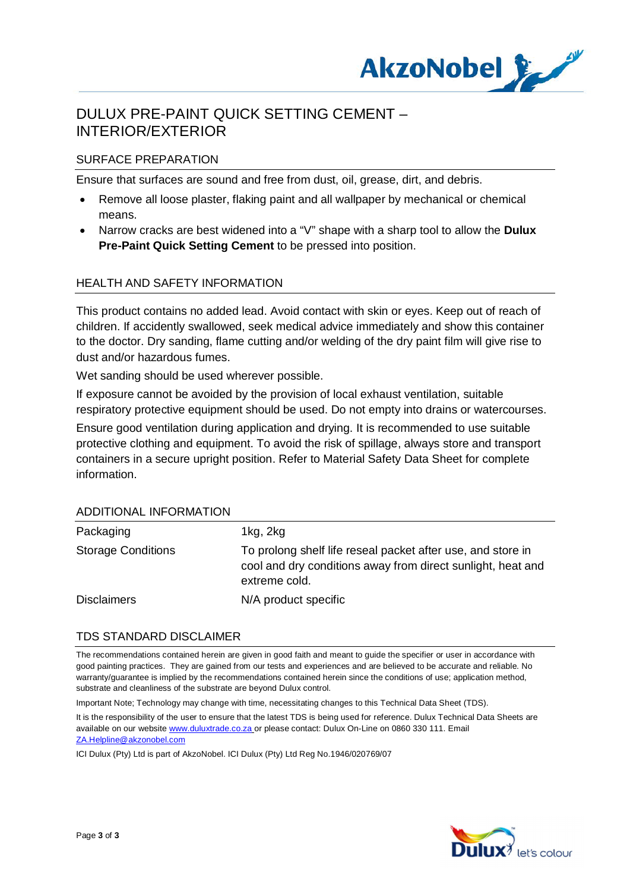# DULUX PRE-PAINT QUICK SETTING CEMENT – INTERIOR/EXTERIOR

## SURFACE PREPARATION

Ensure that surfaces are sound and free from dust, oil, grease, dirt, and debris.

- Remove all loose plaster, flaking paint and all wallpaper by mechanical or chemical means.
- Narrow cracks are best widened into a "V" shape with a sharp tool to allow the **Dulux Pre-Paint Quick Setting Cement** to be pressed into position.

## HEALTH AND SAFETY INFORMATION

This product contains no added lead. Avoid contact with skin or eyes. Keep out of reach of children. If accidently swallowed, seek medical advice immediately and show this container to the doctor. Dry sanding, flame cutting and/or welding of the dry paint film will give rise to dust and/or hazardous fumes.

Wet sanding should be used wherever possible.

If exposure cannot be avoided by the provision of local exhaust ventilation, suitable respiratory protective equipment should be used. Do not empty into drains or watercourses.

Ensure good ventilation during application and drying. It is recommended to use suitable protective clothing and equipment. To avoid the risk of spillage, always store and transport containers in a secure upright position. Refer to Material Safety Data Sheet for complete information.

## ADDITIONAL INFORMATION

| | |
|---|---|
| Packaging | 1kg, 2kg |
| Storage Conditions | To prolong shelf life reseal packet after use, and store in cool and dry conditions away from direct sunlight, heat and extreme cold. |
| Disclaimers | N/A product specific |

## TDS STANDARD DISCLAIMER

The recommendations contained herein are given in good faith and meant to guide the specifier or user in accordance with good painting practices. They are gained from our tests and experiences and are believed to be accurate and reliable. No warranty/guarantee is implied by the recommendations contained herein since the conditions of use; application method, substrate and cleanliness of the substrate are beyond Dulux control.

Important Note; Technology may change with time, necessitating changes to this Technical Data Sheet (TDS).

It is the responsibility of the user to ensure that the latest TDS is being used for reference. Dulux Technical Data Sheets are available on our website www.duluxtrade.co.za or please contact: Dulux On-Line on 0860 330 111. Email ZA.Helpline@akzonobel.com

ICI Dulux (Pty) Ltd is part of AkzoNobel. ICI Dulux (Pty) Ltd Reg No.1946/020769/07